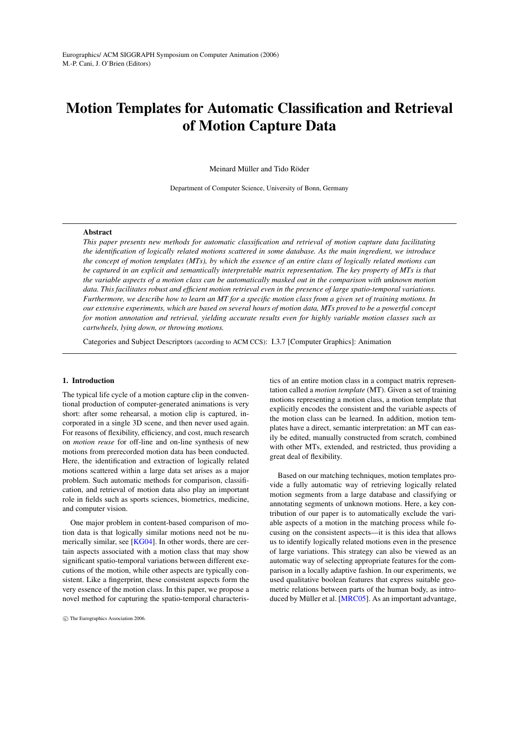# Motion Templates for Automatic Classification and Retrieval of Motion Capture Data

Meinard Müller and Tido Röder

Department of Computer Science, University of Bonn, Germany

## Abstract

*This paper presents new methods for automatic classification and retrieval of motion capture data facilitating the identification of logically related motions scattered in some database. As the main ingredient, we introduce the concept of motion templates (MTs), by which the essence of an entire class of logically related motions can be captured in an explicit and semantically interpretable matrix representation. The key property of MTs is that the variable aspects of a motion class can be automatically masked out in the comparison with unknown motion data. This facilitates robust and efficient motion retrieval even in the presence of large spatio-temporal variations. Furthermore, we describe how to learn an MT for a specific motion class from a given set of training motions. In our extensive experiments, which are based on several hours of motion data, MTs proved to be a powerful concept for motion annotation and retrieval, yielding accurate results even for highly variable motion classes such as cartwheels, lying down, or throwing motions.*

Categories and Subject Descriptors (according to ACM CCS): I.3.7 [Computer Graphics]: Animation

## 1. Introduction

The typical life cycle of a motion capture clip in the conventional production of computer-generated animations is very short: after some rehearsal, a motion clip is captured, incorporated in a single 3D scene, and then never used again. For reasons of flexibility, efficiency, and cost, much research on *motion reuse* for off-line and on-line synthesis of new motions from prerecorded motion data has been conducted. Here, the identification and extraction of logically related motions scattered within a large data set arises as a major problem. Such automatic methods for comparison, classification, and retrieval of motion data also play an important role in fields such as sports sciences, biometrics, medicine, and computer vision.

One major problem in content-based comparison of motion data is that logically similar motions need not be numerically similar, see [KG04]. In other words, there are certain aspects associated with a motion class that may show significant spatio-temporal variations between different executions of the motion, while other aspects are typically consistent. Like a fingerprint, these consistent aspects form the very essence of the motion class. In this paper, we propose a novel method for capturing the spatio-temporal characteristics of an entire motion class in a compact matrix representation called a *motion template* (MT). Given a set of training motions representing a motion class, a motion template that explicitly encodes the consistent and the variable aspects of the motion class can be learned. In addition, motion templates have a direct, semantic interpretation: an MT can easily be edited, manually constructed from scratch, combined with other MTs, extended, and restricted, thus providing a great deal of flexibility.

Based on our matching techniques, motion templates provide a fully automatic way of retrieving logically related motion segments from a large database and classifying or annotating segments of unknown motions. Here, a key contribution of our paper is to automatically exclude the variable aspects of a motion in the matching process while focusing on the consistent aspects—it is this idea that allows us to identify logically related motions even in the presence of large variations. This strategy can also be viewed as an automatic way of selecting appropriate features for the comparison in a locally adaptive fashion. In our experiments, we used qualitative boolean features that express suitable geometric relations between parts of the human body, as introduced by Müller et al. [MRC05]. As an important advantage,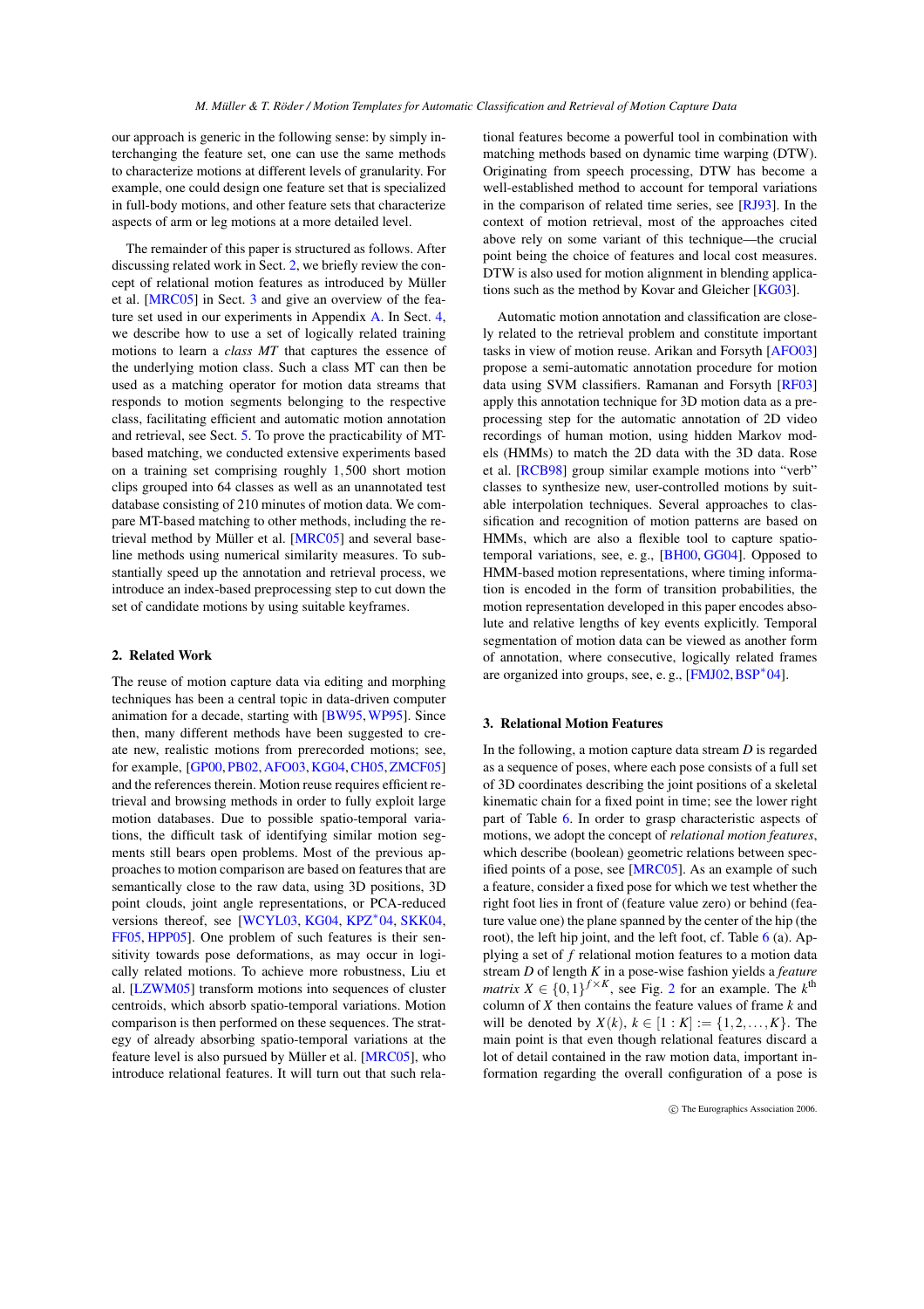our approach is generic in the following sense: by simply interchanging the feature set, one can use the same methods to characterize motions at different levels of granularity. For example, one could design one feature set that is specialized in full-body motions, and other feature sets that characterize aspects of arm or leg motions at a more detailed level.

The remainder of this paper is structured as follows. After discussing related work in Sect. 2, we briefly review the concept of relational motion features as introduced by Müller et al. [MRC05] in Sect. 3 and give an overview of the feature set used in our experiments in Appendix A. In Sect. 4, we describe how to use a set of logically related training motions to learn a *class MT* that captures the essence of the underlying motion class. Such a class MT can then be used as a matching operator for motion data streams that responds to motion segments belonging to the respective class, facilitating efficient and automatic motion annotation and retrieval, see Sect. 5. To prove the practicability of MT-based matching, we conducted extensive experiments based on a training set comprising roughly 1,500 short motion clips grouped into 64 classes as well as an unannotated test database consisting of 210 minutes of motion data. We compare MT-based matching to other methods, including the retrieval method by Müller et al. [MRC05] and several baseline methods using numerical similarity measures. To substantially speed up the annotation and retrieval process, we introduce an index-based preprocessing step to cut down the set of candidate motions by using suitable keyframes.

## 2. Related Work

The reuse of motion capture data via editing and morphing techniques has been a central topic in data-driven computer animation for a decade, starting with [BW95, WP95]. Since then, many different methods have been suggested to create new, realistic motions from prerecorded motions; see, for example, [GP00, PB02, AFO03, KG04, CH05, ZMCF05] and the references therein. Motion reuse requires efficient retrieval and browsing methods in order to fully exploit large motion databases. Due to possible spatio-temporal variations, the difficult task of identifying similar motion segments still bears open problems. Most of the previous approaches to motion comparison are based on features that are semantically close to the raw data, using 3D positions, 3D point clouds, joint angle representations, or PCA-reduced versions thereof, see [WCYL03, KG04, KPZ*04, SKK04, FF05, HPP05]. One problem of such features is their sensitivity towards pose deformations, as may occur in logically related motions. To achieve more robustness, Liu et al. [LZWM05] transform motions into sequences of cluster centroids, which absorb spatio-temporal variations. Motion comparison is then performed on these sequences. The strategy of already absorbing spatio-temporal variations at the feature level is also pursued by Müller et al. [MRC05], who introduce relational features. It will turn out that such relational features become a powerful tool in combination with matching methods based on dynamic time warping (DTW). Originating from speech processing, DTW has become a well-established method to account for temporal variations in the comparison of related time series, see [RJ93]. In the context of motion retrieval, most of the approaches cited above rely on some variant of this technique—the crucial point being the choice of features and local cost measures. DTW is also used for motion alignment in blending applications such as the method by Kovar and Gleicher [KG03].

Automatic motion annotation and classification are closely related to the retrieval problem and constitute important tasks in view of motion reuse. Arikan and Forsyth [AFO03] propose a semi-automatic annotation procedure for motion data using SVM classifiers. Ramanan and Forsyth [RF03] apply this annotation technique for 3D motion data as a preprocessing step for the automatic annotation of 2D video recordings of human motion, using hidden Markov models (HMMs) to match the 2D data with the 3D data. Rose et al. [RCB98] group similar example motions into "verb" classes to synthesize new, user-controlled motions by suitable interpolation techniques. Several approaches to classification and recognition of motion patterns are based on HMMs, which are also a flexible tool to capture spatio-temporal variations, see, e. g., [BH00, GG04]. Opposed to HMM-based motion representations, where timing information is encoded in the form of transition probabilities, the motion representation developed in this paper encodes absolute and relative lengths of key events explicitly. Temporal segmentation of motion data can be viewed as another form of annotation, where consecutive, logically related frames are organized into groups, see, e. g., [FMJ02, BSP*04].

## 3. Relational Motion Features

In the following, a motion capture data stream $D$ is regarded as a sequence of poses, where each pose consists of a full set of 3D coordinates describing the joint positions of a skeletal kinematic chain for a fixed point in time; see the lower right part of Table 6. In order to grasp characteristic aspects of motions, we adopt the concept of *relational motion features*, which describe (boolean) geometric relations between specified points of a pose, see [MRC05]. As an example of such a feature, consider a fixed pose for which we test whether the right foot lies in front of (feature value zero) or behind (feature value one) the plane spanned by the center of the hip (the root), the left hip joint, and the left foot, cf. Table 6 (a). Applying a set of $f$ relational motion features to a motion data stream $D$ of length $K$ in a pose-wise fashion yields a *feature matrix* $X \in \{0,1\}^{f \times K}$, see Fig. 2 for an example. The $k^{\text{th}}$ column of $X$ then contains the feature values of frame $k$ and will be denoted by $X(k)$, $k \in [1:K] := \{1,2,\ldots,K\}$. The main point is that even though relational features discard a lot of detail contained in the raw motion data, important information regarding the overall configuration of a pose is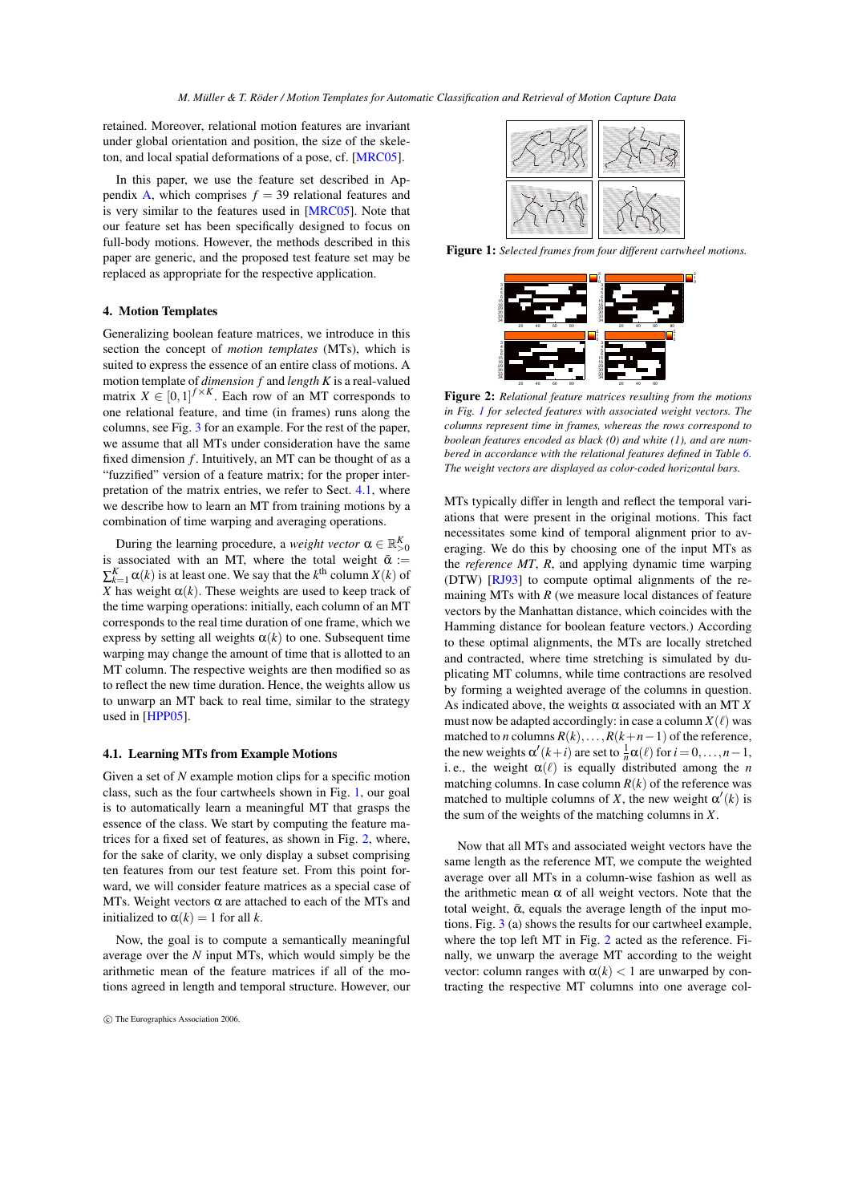retained. Moreover, relational motion features are invariant under global orientation and position, the size of the skeleton, and local spatial deformations of a pose, cf. [MRC05].

In this paper, we use the feature set described in Appendix A, which comprises $f = 39$ relational features and is very similar to the features used in [MRC05]. Note that our feature set has been specifically designed to focus on full-body motions. However, the methods described in this paper are generic, and the proposed test feature set may be replaced as appropriate for the respective application.

## 4. Motion Templates

Generalizing boolean feature matrices, we introduce in this section the concept of *motion templates* (MTs), which is suited to express the essence of an entire class of motions. A motion template of *dimension* $f$ and *length* $K$ is a real-valued matrix $X \in [0,1]^{f \times K}$. Each row of an MT corresponds to one relational feature, and time (in frames) runs along the columns, see Fig. 3 for an example. For the rest of the paper, we assume that all MTs under consideration have the same fixed dimension $f$. Intuitively, an MT can be thought of as a "fuzzified" version of a feature matrix; for the proper interpretation of the matrix entries, we refer to Sect. 4.1, where we describe how to learn an MT from training motions by a combination of time warping and averaging operations.

During the learning procedure, a *weight vector* $\alpha \in \mathbb{R}^K_{>0}$ is associated with an MT, where the total weight $\bar{\alpha} := \sum_{k=1}^{K} \alpha(k)$ is at least one. We say that the $k^{\text{th}}$ column $X(k)$ of $X$ has weight $\alpha(k)$. These weights are used to keep track of the time warping operations: initially, each column of an MT corresponds to the real time duration of one frame, which we express by setting all weights $\alpha(k)$ to one. Subsequent time warping may change the amount of time that is allotted to an MT column. The respective weights are then modified so as to reflect the new time duration. Hence, the weights allow us to unwarp an MT back to real time, similar to the strategy used in [HPP05].

### 4.1. Learning MTs from Example Motions

Given a set of $N$ example motion clips for a specific motion class, such as the four cartwheels shown in Fig. 1, our goal is to automatically learn a meaningful MT that grasps the essence of the class. We start by computing the feature matrices for a fixed set of features, as shown in Fig. 2, where, for the sake of clarity, we only display a subset comprising ten features from our test feature set. From this point forward, we will consider feature matrices as a special case of MTs. Weight vectors $\alpha$ are attached to each of the MTs and initialized to $\alpha(k) = 1$ for all $k$.

Now, the goal is to compute a semantically meaningful average over the $N$ input MTs, which would simply be the arithmetic mean of the feature matrices if all of the motions agreed in length and temporal structure. However, our

**Figure 1:** *Selected frames from four different cartwheel motions.*

**Figure 2:** *Relational feature matrices resulting from the motions in Fig. 1 for selected features with associated weight vectors. The columns represent time in frames, whereas the rows correspond to boolean features encoded as black (0) and white (1), and are numbered in accordance with the relational features defined in Table 6. The weight vectors are displayed as color-coded horizontal bars.*

MTs typically differ in length and reflect the temporal variations that were present in the original motions. This fact necessitates some kind of temporal alignment prior to averaging. We do this by choosing one of the input MTs as the *reference MT*, $R$, and applying dynamic time warping (DTW) [RJ93] to compute optimal alignments of the remaining MTs with $R$ (we measure local distances of feature vectors by the Manhattan distance, which coincides with the Hamming distance for boolean feature vectors.) According to these optimal alignments, the MTs are locally stretched and contracted, where time stretching is simulated by duplicating MT columns, while time contractions are resolved by forming a weighted average of the columns in question. As indicated above, the weights $\alpha$ associated with an MT $X$ must now be adapted accordingly: in case a column $X(\ell)$ was matched to $n$ columns $R(k), \ldots, R(k+n-1)$ of the reference, the new weights $\alpha'(k+i)$ are set to $\frac{1}{n}\alpha(\ell)$ for $i = 0, \ldots, n-1$, i. e., the weight $\alpha(\ell)$ is equally distributed among the $n$ matching columns. In case column $R(k)$ of the reference was matched to multiple columns of $X$, the new weight $\alpha'(k)$ is the sum of the weights of the matching columns in $X$.

Now that all MTs and associated weight vectors have the same length as the reference MT, we compute the weighted average over all MTs in a column-wise fashion as well as the arithmetic mean $\alpha$ of all weight vectors. Note that the total weight, $\bar{\alpha}$, equals the average length of the input motions. Fig. 3 (a) shows the results for our cartwheel example, where the top left MT in Fig. 2 acted as the reference. Finally, we unwarp the average MT according to the weight vector: column ranges with $\alpha(k) < 1$ are unwarped by contracting the respective MT columns into one average col-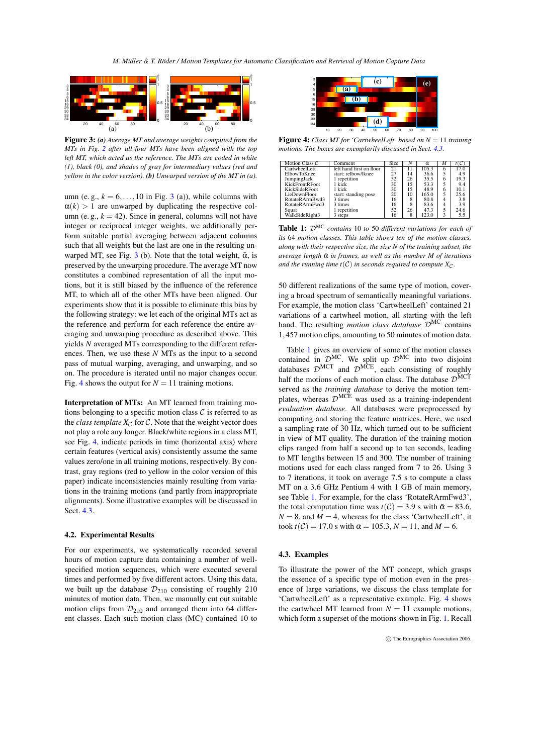**Figure 3:** ***(a)*** *Average MT and average weights computed from the MTs in Fig. 2 after all four MTs have been aligned with the top left MT, which acted as the reference. The MTs are coded in white (1), black (0), and shades of gray for intermediary values (red and yellow in the color version).* ***(b)*** *Unwarped version of the MT in (a).*

umn (e. g., $k = 6, \ldots, 10$ in Fig. 3 (a)), while columns with $\alpha(k) > 1$ are unwarped by duplicating the respective column (e. g., $k = 42$). Since in general, columns will not have integer or reciprocal integer weights, we additionally perform suitable partial averaging between adjacent columns such that all weights but the last are one in the resulting unwarped MT, see Fig. 3 (b). Note that the total weight, $\bar{\alpha}$, is preserved by the unwarping procedure. The average MT now constitutes a combined representation of all the input motions, but it is still biased by the influence of the reference MT, to which all of the other MTs have been aligned. Our experiments show that it is possible to eliminate this bias by the following strategy: we let each of the original MTs act as the reference and perform for each reference the entire averaging and unwarping procedure as described above. This yields $N$ averaged MTs corresponding to the different references. Then, we use these $N$ MTs as the input to a second pass of mutual warping, averaging, and unwarping, and so on. The procedure is iterated until no major changes occur. Fig. 4 shows the output for $N = 11$ training motions.

**Interpretation of MTs:** An MT learned from training motions belonging to a specific motion class $\mathcal{C}$ is referred to as the *class template* $X_{\mathcal{C}}$ for $\mathcal{C}$. Note that the weight vector does not play a role any longer. Black/white regions in a class MT, see Fig. 4, indicate periods in time (horizontal axis) where certain features (vertical axis) consistently assume the same values zero/one in all training motions, respectively. By contrast, gray regions (red to yellow in the color version of this paper) indicate inconsistencies mainly resulting from variations in the training motions (and partly from inappropriate alignments). Some illustrative examples will be discussed in Sect. 4.3.

### 4.2. Experimental Results

For our experiments, we systematically recorded several hours of motion capture data containing a number of well-specified motion sequences, which were executed several times and performed by five different actors. Using this data, we built up the database $\mathcal{D}_{210}$ consisting of roughly 210 minutes of motion data. Then, we manually cut out suitable motion clips from $\mathcal{D}_{210}$ and arranged them into 64 different classes. Each such motion class (MC) contained 10 to 50 different realizations of the same type of motion, covering a broad spectrum of semantically meaningful variations. For example, the motion class 'CartwheelLeft' contained 21 variations of a cartwheel motion, all starting with the left hand. The resulting *motion class database* $\mathcal{D}^{\mathrm{MC}}$ contains 1,457 motion clips, amounting to 50 minutes of motion data.

**Figure 4:** *Class MT for 'CartwheelLeft' based on $N = 11$ training motions. The boxes are exemplarily discussed in Sect. 4.3.*

| Motion Class $\mathcal{C}$ | Comment | Size | $N$ | $\bar{\alpha}$ | $M$ | $t(\mathcal{C})$ |
|---|---|---|---|---|---|---|
| CartwheelLeft | left hand first on floor | 21 | 11 | 105.3 | 6 | 17.0 |
| ElbowToKnee | start: relbow/lknee | 27 | 14 | 36.6 | 5 | 4.9 |
| JumpingJack | 1 repetition | 52 | 26 | 35.5 | 6 | 19.3 |
| KickFrontRFoot | 1 kick | 30 | 15 | 53.3 | 5 | 9.4 |
| KickSideRFoot | 1 kick | 30 | 15 | 48.9 | 6 | 10.1 |
| LieDownFloor | start: standing pose | 20 | 10 | 165.0 | 5 | 25.6 |
| RotateRArmBwd3 | 3 times | 16 | 8 | 80.8 | 4 | 3.8 |
| RotateRArmFwd3 | 3 times | 16 | 8 | 83.6 | 4 | 3.9 |
| Squat | 1 repetition | 52 | 26 | 47.3 | 5 | 24.6 |
| WalkSideRight3 | 3 steps | 16 | 8 | 123.0 | 3 | 5.5 |

**Table 1:** *$\mathcal{D}^{\mathrm{MC}}$ contains 10 to 50 different variations for each of its 64 motion classes. This table shows ten of the motion classes, along with their respective size, the size $N$ of the training subset, the average length $\bar{\alpha}$ in frames, as well as the number $M$ of iterations and the running time $t(\mathcal{C})$ in seconds required to compute $X_{\mathcal{C}}$.*

Table 1 gives an overview of some of the motion classes contained in $\mathcal{D}^{\mathrm{MC}}$. We split up $\mathcal{D}^{\mathrm{MC}}$ into two disjoint databases $\mathcal{D}^{\mathrm{MCT}}$ and $\mathcal{D}^{\mathrm{MCE}}$, each consisting of roughly half the motions of each motion class. The database $\mathcal{D}^{\mathrm{MCT}}$ served as the *training database* to derive the motion templates, whereas $\mathcal{D}^{\mathrm{MCE}}$ was used as a training-independent *evaluation database*. All databases were preprocessed by computing and storing the feature matrices. Here, we used a sampling rate of 30 Hz, which turned out to be sufficient in view of MT quality. The duration of the training motion clips ranged from half a second up to ten seconds, leading to MT lengths between 15 and 300. The number of training motions used for each class ranged from 7 to 26. Using 3 to 7 iterations, it took on average 7.5 s to compute a class MT on a 3.6 GHz Pentium 4 with 1 GB of main memory, see Table 1. For example, for the class 'RotateRArmFwd3', the total computation time was $t(\mathcal{C}) = 3.9$ s with $\bar{\alpha} = 83.6$, $N = 8$, and $M = 4$, whereas for the class 'CartwheelLeft', it took $t(\mathcal{C}) = 17.0$ s with $\bar{\alpha} = 105.3$, $N = 11$, and $M = 6$.

### 4.3. Examples

To illustrate the power of the MT concept, which grasps the essence of a specific type of motion even in the presence of large variations, we discuss the class template for 'CartwheelLeft' as a representative example. Fig. 4 shows the cartwheel MT learned from $N = 11$ example motions, which form a superset of the motions shown in Fig. 1. Recall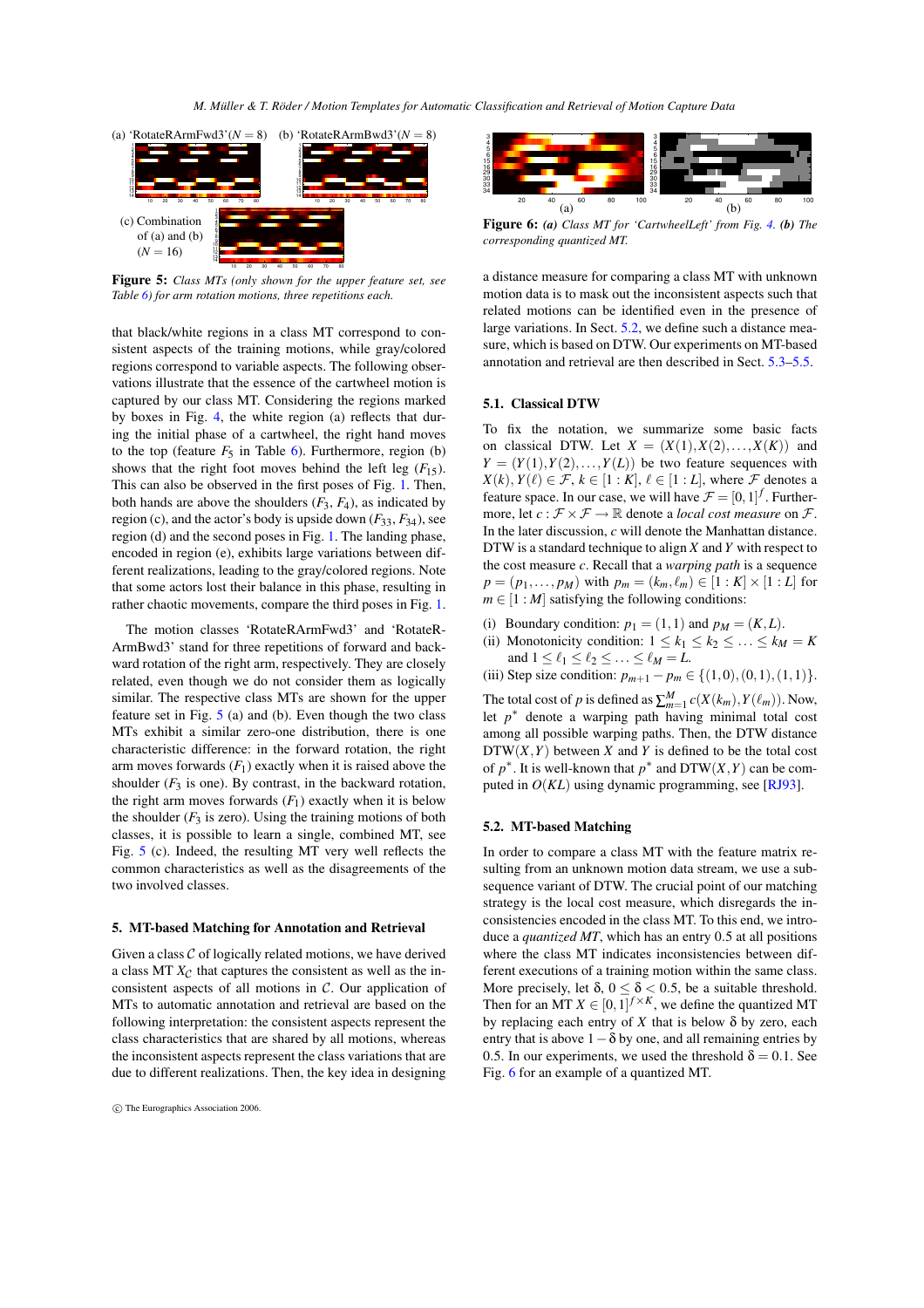Figure 5: *Class MTs (only shown for the upper feature set, see Table 6) for arm rotation motions, three repetitions each.*

that black/white regions in a class MT correspond to consistent aspects of the training motions, while gray/colored regions correspond to variable aspects. The following observations illustrate that the essence of the cartwheel motion is captured by our class MT. Considering the regions marked by boxes in Fig. 4, the white region (a) reflects that during the initial phase of a cartwheel, the right hand moves to the top (feature $F_5$ in Table 6). Furthermore, region (b) shows that the right foot moves behind the left leg ($F_{15}$). This can also be observed in the first poses of Fig. 1. Then, both hands are above the shoulders ($F_3$, $F_4$), as indicated by region (c), and the actor's body is upside down ($F_{33}$, $F_{34}$), see region (d) and the second poses in Fig. 1. The landing phase, encoded in region (e), exhibits large variations between different realizations, leading to the gray/colored regions. Note that some actors lost their balance in this phase, resulting in rather chaotic movements, compare the third poses in Fig. 1.

The motion classes 'RotateRArmFwd3' and 'RotateRArmBwd3' stand for three repetitions of forward and backward rotation of the right arm, respectively. They are closely related, even though we do not consider them as logically similar. The respective class MTs are shown for the upper feature set in Fig. 5 (a) and (b). Even though the two class MTs exhibit a similar zero-one distribution, there is one characteristic difference: in the forward rotation, the right arm moves forwards ($F_1$) exactly when it is raised above the shoulder ($F_3$ is one). By contrast, in the backward rotation, the right arm moves forwards ($F_1$) exactly when it is below the shoulder ($F_3$ is zero). Using the training motions of both classes, it is possible to learn a single, combined MT, see Fig. 5 (c). Indeed, the resulting MT very well reflects the common characteristics as well as the disagreements of the two involved classes.

## 5. MT-based Matching for Annotation and Retrieval

Given a class $\mathcal{C}$ of logically related motions, we have derived a class MT $X_{\mathcal{C}}$ that captures the consistent as well as the inconsistent aspects of all motions in $\mathcal{C}$. Our application of MTs to automatic annotation and retrieval are based on the following interpretation: the consistent aspects represent the class characteristics that are shared by all motions, whereas the inconsistent aspects represent the class variations that are due to different realizations. Then, the key idea in designing

Figure 6: ***(a)*** *Class MT for 'CartwheelLeft' from Fig. 4.* ***(b)*** *The corresponding quantized MT.*

a distance measure for comparing a class MT with unknown motion data is to mask out the inconsistent aspects such that related motions can be identified even in the presence of large variations. In Sect. 5.2, we define such a distance measure, which is based on DTW. Our experiments on MT-based annotation and retrieval are then described in Sect. 5.3–5.5.

### 5.1. Classical DTW

To fix the notation, we summarize some basic facts on classical DTW. Let $X = (X(1), X(2), \ldots, X(K))$ and $Y = (Y(1), Y(2), \ldots, Y(L))$ be two feature sequences with $X(k), Y(\ell) \in \mathcal{F}$, $k \in [1:K]$, $\ell \in [1:L]$, where $\mathcal{F}$ denotes a feature space. In our case, we will have $\mathcal{F} = [0,1]^f$. Furthermore, let $c : \mathcal{F} \times \mathcal{F} \to \mathbb{R}$ denote a *local cost measure* on $\mathcal{F}$. In the later discussion, $c$ will denote the Manhattan distance. DTW is a standard technique to align $X$ and $Y$ with respect to the cost measure $c$. Recall that a *warping path* is a sequence $p = (p_1, \ldots, p_M)$ with $p_m = (k_m, \ell_m) \in [1:K] \times [1:L]$ for $m \in [1:M]$ satisfying the following conditions:

(i) Boundary condition: $p_1 = (1,1)$ and $p_M = (K, L)$.
(ii) Monotonicity condition: $1 \leq k_1 \leq k_2 \leq \ldots \leq k_M = K$ and $1 \leq \ell_1 \leq \ell_2 \leq \ldots \leq \ell_M = L$.
(iii) Step size condition: $p_{m+1} - p_m \in \{(1,0),(0,1),(1,1)\}$.

The total cost of $p$ is defined as $\sum_{m=1}^{M} c(X(k_m), Y(\ell_m))$. Now, let $p^*$ denote a warping path having minimal total cost among all possible warping paths. Then, the DTW distance $\mathrm{DTW}(X,Y)$ between $X$ and $Y$ is defined to be the total cost of $p^*$. It is well-known that $p^*$ and $\mathrm{DTW}(X,Y)$ can be computed in $O(KL)$ using dynamic programming, see [RJ93].

### 5.2. MT-based Matching

In order to compare a class MT with the feature matrix resulting from an unknown motion data stream, we use a subsequence variant of DTW. The crucial point of our matching strategy is the local cost measure, which disregards the inconsistencies encoded in the class MT. To this end, we introduce a *quantized MT*, which has an entry 0.5 at all positions where the class MT indicates inconsistencies between different executions of a training motion within the same class. More precisely, let $\delta$, $0 \leq \delta < 0.5$, be a suitable threshold. Then for an MT $X \in [0,1]^{f \times K}$, we define the quantized MT by replacing each entry of $X$ that is below $\delta$ by zero, each entry that is above $1-\delta$ by one, and all remaining entries by 0.5. In our experiments, we used the threshold $\delta = 0.1$. See Fig. 6 for an example of a quantized MT.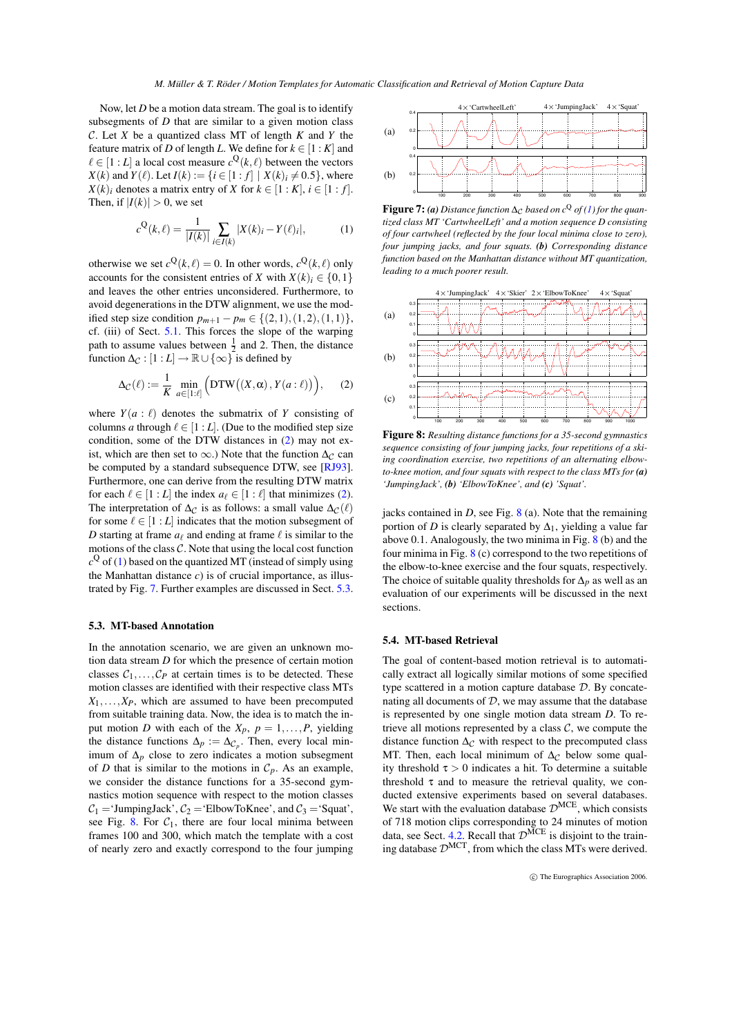Now, let $D$ be a motion data stream. The goal is to identify subsegments of $D$ that are similar to a given motion class $\mathcal{C}$. Let $X$ be a quantized class MT of length $K$ and $Y$ the feature matrix of $D$ of length $L$. We define for $k \in [1:K]$ and $\ell \in [1:L]$ a local cost measure $c^{\mathrm{Q}}(k,\ell)$ between the vectors $X(k)$ and $Y(\ell)$. Let $I(k) := \{i \in [1:f] \mid X(k)_i \neq 0.5\}$, where $X(k)_i$ denotes a matrix entry of $X$ for $k \in [1:K]$, $i \in [1:f]$. Then, if $|I(k)| > 0$, we set

$$c^{\mathrm{Q}}(k,\ell) = \frac{1}{|I(k)|} \sum_{i \in I(k)} |X(k)_i - Y(\ell)_i|, \tag{1}$$

otherwise we set $c^{\mathrm{Q}}(k,\ell) = 0$. In other words, $c^{\mathrm{Q}}(k,\ell)$ only accounts for the consistent entries of $X$ with $X(k)_i \in \{0,1\}$ and leaves the other entries unconsidered. Furthermore, to avoid degenerations in the DTW alignment, we use the modified step size condition $p_{m+1} - p_m \in \{(2,1),(1,2),(1,1)\}$, cf. (iii) of Sect. 5.1. This forces the slope of the warping path to assume values between $\frac{1}{2}$ and 2. Then, the distance function $\Delta_{\mathcal{C}} : [1:L] \to \mathbb{R} \cup \{\infty\}$ is defined by

$$\Delta_{\mathcal{C}}(\ell) := \frac{1}{K} \min_{a \in [1:\ell]} \Big( \mathrm{DTW}\big((X,\alpha), Y(a:\ell)\big) \Big), \tag{2}$$

where $Y(a:\ell)$ denotes the submatrix of $Y$ consisting of columns $a$ through $\ell \in [1:L]$. (Due to the modified step size condition, some of the DTW distances in (2) may not exist, which are then set to $\infty$.) Note that the function $\Delta_{\mathcal{C}}$ can be computed by a standard subsequence DTW, see [RJ93]. Furthermore, one can derive from the resulting DTW matrix for each $\ell \in [1:L]$ the index $a_\ell \in [1:\ell]$ that minimizes (2). The interpretation of $\Delta_{\mathcal{C}}$ is as follows: a small value $\Delta_{\mathcal{C}}(\ell)$ for some $\ell \in [1:L]$ indicates that the motion subsegment of $D$ starting at frame $a_\ell$ and ending at frame $\ell$ is similar to the motions of the class $\mathcal{C}$. Note that using the local cost function $c^{\mathrm{Q}}$ of (1) based on the quantized MT (instead of simply using the Manhattan distance $c$) is of crucial importance, as illustrated by Fig. 7. Further examples are discussed in Sect. 5.3.

**Figure 7:** *(a) Distance function $\Delta_{\mathcal{C}}$ based on $c^{\mathrm{Q}}$ of (1) for the quantized class MT 'CartwheelLeft' and a motion sequence $D$ consisting of four cartwheel (reflected by the four local minima close to zero), four jumping jacks, and four squats. (b) Corresponding distance function based on the Manhattan distance without MT quantization, leading to a much poorer result.*

### 5.3. MT-based Annotation

In the annotation scenario, we are given an unknown motion data stream $D$ for which the presence of certain motion classes $\mathcal{C}_1,\ldots,\mathcal{C}_P$ at certain times is to be detected. These motion classes are identified with their respective class MTs $X_1,\ldots,X_P$, which are assumed to have been precomputed from suitable training data. Now, the idea is to match the input motion $D$ with each of the $X_p$, $p = 1,\ldots,P$, yielding the distance functions $\Delta_p := \Delta_{\mathcal{C}_p}$. Then, every local minimum of $\Delta_p$ close to zero indicates a motion subsegment of $D$ that is similar to the motions in $\mathcal{C}_p$. As an example, we consider the distance functions for a 35-second gymnastics motion sequence with respect to the motion classes $\mathcal{C}_1 =$'JumpingJack', $\mathcal{C}_2 =$'ElbowToKnee', and $\mathcal{C}_3 =$'Squat', see Fig. 8. For $\mathcal{C}_1$, there are four local minima between frames 100 and 300, which match the template with a cost of nearly zero and exactly correspond to the four jumping jacks contained in $D$, see Fig. 8 (a). Note that the remaining portion of $D$ is clearly separated by $\Delta_1$, yielding a value far above 0.1. Analogously, the two minima in Fig. 8 (b) and the four minima in Fig. 8 (c) correspond to the two repetitions of the elbow-to-knee exercise and the four squats, respectively. The choice of suitable quality thresholds for $\Delta_p$ as well as an evaluation of our experiments will be discussed in the next sections.

**Figure 8:** *Resulting distance functions for a 35-second gymnastics sequence consisting of four jumping jacks, four repetitions of a skiing coordination exercise, two repetitions of an alternating elbow-to-knee motion, and four squats with respect to the class MTs for (a) 'JumpingJack', (b) 'ElbowToKnee', and (c) 'Squat'.*

### 5.4. MT-based Retrieval

The goal of content-based motion retrieval is to automatically extract all logically similar motions of some specified type scattered in a motion capture database $\mathcal{D}$. By concatenating all documents of $\mathcal{D}$, we may assume that the database is represented by one single motion data stream $D$. To retrieve all motions represented by a class $\mathcal{C}$, we compute the distance function $\Delta_{\mathcal{C}}$ with respect to the precomputed class MT. Then, each local minimum of $\Delta_{\mathcal{C}}$ below some quality threshold $\tau > 0$ indicates a hit. To determine a suitable threshold $\tau$ and to measure the retrieval quality, we conducted extensive experiments based on several databases. We start with the evaluation database $\mathcal{D}^{\mathrm{MCE}}$, which consists of 718 motion clips corresponding to 24 minutes of motion data, see Sect. 4.2. Recall that $\mathcal{D}^{\mathrm{MCE}}$ is disjoint to the training database $\mathcal{D}^{\mathrm{MCT}}$, from which the class MTs were derived.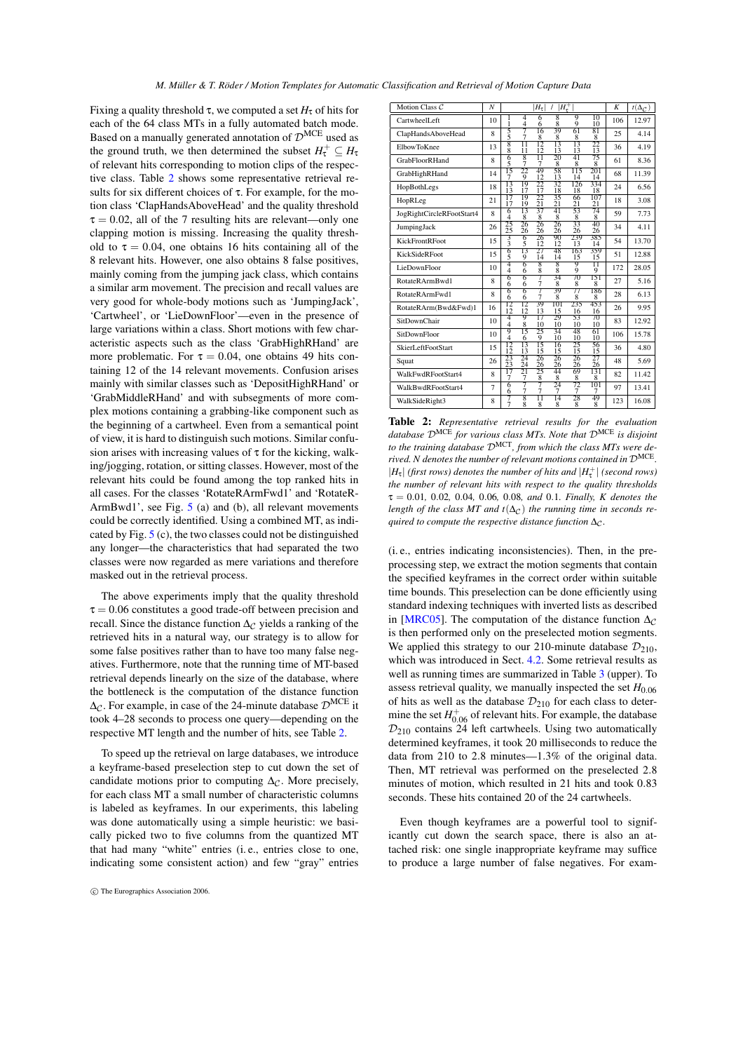Fixing a quality threshold $\tau$, we computed a set $H_\tau$ of hits for each of the 64 class MTs in a fully automated batch mode. Based on a manually generated annotation of $\mathcal{D}^{\text{MCE}}$ used as the ground truth, we then determined the subset $H_\tau^+ \subseteq H_\tau$ of relevant hits corresponding to motion clips of the respective class. Table 2 shows some representative retrieval results for six different choices of $\tau$. For example, for the motion class 'ClapHandsAboveHead' and the quality threshold $\tau = 0.02$, all of the 7 resulting hits are relevant—only one clapping motion is missing. Increasing the quality threshold to $\tau = 0.04$, one obtains 16 hits containing all of the 8 relevant hits. However, one also obtains 8 false positives, mainly coming from the jumping jack class, which contains a similar arm movement. The precision and recall values are very good for whole-body motions such as 'JumpingJack', 'Cartwheel', or 'LieDownFloor'—even in the presence of large variations within a class. Short motions with few characteristic aspects such as the class 'GrabHighRHand' are more problematic. For $\tau = 0.04$, one obtains 49 hits containing 12 of the 14 relevant movements. Confusion arises mainly with similar classes such as 'DepositHighRHand' or 'GrabMiddleRHand' and with subsegments of more complex motions containing a grabbing-like component such as the beginning of a cartwheel. Even from a semantical point of view, it is hard to distinguish such motions. Similar confusion arises with increasing values of $\tau$ for the kicking, walking/jogging, rotation, or sitting classes. However, most of the relevant hits could be found among the top ranked hits in all cases. For the classes 'RotateRArmFwd1' and 'RotateRArmBwd1', see Fig. 5 (a) and (b), all relevant movements could be correctly identified. Using a combined MT, as indicated by Fig. 5 (c), the two classes could not be distinguished any longer—the characteristics that had separated the two classes were now regarded as mere variations and therefore masked out in the retrieval process.

The above experiments imply that the quality threshold $\tau = 0.06$ constitutes a good trade-off between precision and recall. Since the distance function $\Delta_\mathcal{C}$ yields a ranking of the retrieved hits in a natural way, our strategy is to allow for some false positives rather than to have too many false negatives. Furthermore, note that the running time of MT-based retrieval depends linearly on the size of the database, where the bottleneck is the computation of the distance function $\Delta_\mathcal{C}$. For example, in case of the 24-minute database $\mathcal{D}^{\text{MCE}}$ it took 4–28 seconds to process one query—depending on the respective MT length and the number of hits, see Table 2.

To speed up the retrieval on large databases, we introduce a keyframe-based preselection step to cut down the set of candidate motions prior to computing $\Delta_\mathcal{C}$. More precisely, for each class MT a small number of characteristic columns is labeled as keyframes. In our experiments, this labeling was done automatically using a simple heuristic: we basically picked two to five columns from the quantized MT that had many "white" entries (i. e., entries close to one, indicating some consistent action) and few "gray" entries

| Motion Class $\mathcal{C}$ | $N$ | $\vert H_\tau\vert$ / $\vert H_\tau^+\vert$ | | | | | | $K$ | $t(\Delta_\mathcal{C})$ |
|---|---|---|---|---|---|---|---|---|---|
| CartwheelLeft | 10 | 1 / 1 | 4 / 4 | 6 / 6 | 8 / 8 | 9 / 9 | 10 / 10 | 106 | 12.97 |
| ClapHandsAboveHead | 8 | 5 / 5 | 7 / 7 | 16 / 8 | 39 / 8 | 61 / 8 | 81 / 8 | 25 | 4.14 |
| ElbowToKnee | 13 | 8 / 8 | 11 / 11 | 12 / 12 | 13 / 13 | 13 / 13 | 22 / 13 | 36 | 4.19 |
| GrabFloorRHand | 8 | 6 / 5 | 8 / 7 | 11 / 7 | 20 / 8 | 41 / 8 | 75 / 8 | 61 | 8.36 |
| GrabHighRHand | 14 | 15 / 7 | 22 / 9 | 49 / 12 | 58 / 13 | 115 / 14 | 201 / 14 | 68 | 11.39 |
| HopBothLegs | 18 | 13 / 13 | 19 / 17 | 22 / 17 | 32 / 18 | 126 / 18 | 334 / 18 | 24 | 6.56 |
| HopRLeg | 21 | 17 / 17 | 19 / 19 | 22 / 21 | 35 / 21 | 66 / 21 | 107 / 21 | 18 | 3.08 |
| JogRightCircleRFootStart4 | 8 | 6 / 4 | 13 / 8 | 37 / 8 | 41 / 8 | 53 / 8 | 74 / 8 | 59 | 7.73 |
| JumpingJack | 26 | 25 / 25 | 26 / 26 | 26 / 26 | 26 / 26 | 33 / 26 | 40 / 26 | 34 | 4.11 |
| KickFrontRFoot | 15 | 3 / 3 | 6 / 5 | 26 / 12 | 90 / 12 | 239 / 13 | 385 / 14 | 54 | 13.70 |
| KickSideRFoot | 15 | 6 / 5 | 13 / 9 | 27 / 14 | 48 / 14 | 163 / 15 | 359 / 15 | 51 | 12.88 |
| LieDownFloor | 10 | 4 / 4 | 6 / 6 | 8 / 8 | 8 / 8 | 9 / 9 | 11 / 9 | 172 | 28.05 |
| RotateRArmBwd1 | 8 | 6 / 6 | 6 / 6 | 7 / 7 | 34 / 8 | 70 / 8 | 151 / 8 | 27 | 5.16 |
| RotateRArmFwd1 | 8 | 6 / 6 | 6 / 6 | 7 / 7 | 39 / 8 | 77 / 8 | 186 / 8 | 28 | 6.13 |
| RotateRArm(Bwd&Fwd)1 | 16 | 12 / 12 | 12 / 12 | 39 / 13 | 101 / 15 | 235 / 16 | 453 / 16 | 26 | 9.95 |
| SitDownChair | 10 | 4 / 4 | 9 / 8 | 17 / 10 | 29 / 10 | 53 / 10 | 70 / 10 | 83 | 12.92 |
| SitDownFloor | 10 | 9 / 4 | 15 / 6 | 25 / 9 | 34 / 10 | 48 / 10 | 61 / 10 | 106 | 15.78 |
| SkierLeftFootStart | 15 | 12 / 12 | 13 / 13 | 15 / 15 | 16 / 15 | 25 / 15 | 56 / 15 | 36 | 4.80 |
| Squat | 26 | 23 / 23 | 24 / 24 | 26 / 26 | 26 / 26 | 26 / 26 | 27 / 26 | 48 | 5.69 |
| WalkFwdRFootStart4 | 8 | 17 / 7 | 21 / 7 | 25 / 8 | 44 / 8 | 69 / 8 | 131 / 8 | 82 | 11.42 |
| WalkBwdRFootStart4 | 7 | 6 / 6 | 7 / 7 | 7 / 7 | 24 / 7 | 72 / 7 | 101 / 7 | 97 | 13.41 |
| WalkSideRight3 | 8 | 7 / 7 | 8 / 8 | 11 / 8 | 14 / 8 | 28 / 8 | 49 / 8 | 123 | 16.08 |

**Table 2:** *Representative retrieval results for the evaluation database $\mathcal{D}^{\text{MCE}}$ for various class MTs. Note that $\mathcal{D}^{\text{MCE}}$ is disjoint to the training database $\mathcal{D}^{\text{MCT}}$, from which the class MTs were derived. $N$ denotes the number of relevant motions contained in $\mathcal{D}^{\text{MCE}}$. $|H_\tau|$ (first rows) denotes the number of hits and $|H_\tau^+|$ (second rows) the number of relevant hits with respect to the quality thresholds $\tau = 0.01$, $0.02$, $0.04$, $0.06$, $0.08$, and $0.1$. Finally, $K$ denotes the length of the class MT and $t(\Delta_\mathcal{C})$ the running time in seconds required to compute the respective distance function $\Delta_\mathcal{C}$.*

(i. e., entries indicating inconsistencies). Then, in the preprocessing step, we extract the motion segments that contain the specified keyframes in the correct order within suitable time bounds. This preselection can be done efficiently using standard indexing techniques with inverted lists as described in [MRC05]. The computation of the distance function $\Delta_\mathcal{C}$ is then performed only on the preselected motion segments. We applied this strategy to our 210-minute database $\mathcal{D}_{210}$, which was introduced in Sect. 4.2. Some retrieval results as well as running times are summarized in Table 3 (upper). To assess retrieval quality, we manually inspected the set $H_{0.06}$ of hits as well as the database $\mathcal{D}_{210}$ for each class to determine the set $H_{0.06}^+$ of relevant hits. For example, the database $\mathcal{D}_{210}$ contains 24 left cartwheels. Using two automatically determined keyframes, it took 20 milliseconds to reduce the data from 210 to 2.8 minutes—1.3% of the original data. Then, MT retrieval was performed on the preselected 2.8 minutes of motion, which resulted in 21 hits and took 0.83 seconds. These hits contained 20 of the 24 cartwheels.

Even though keyframes are a powerful tool to significantly cut down the search space, there is also an attached risk: one single inappropriate keyframe may suffice to produce a large number of false negatives. For exam-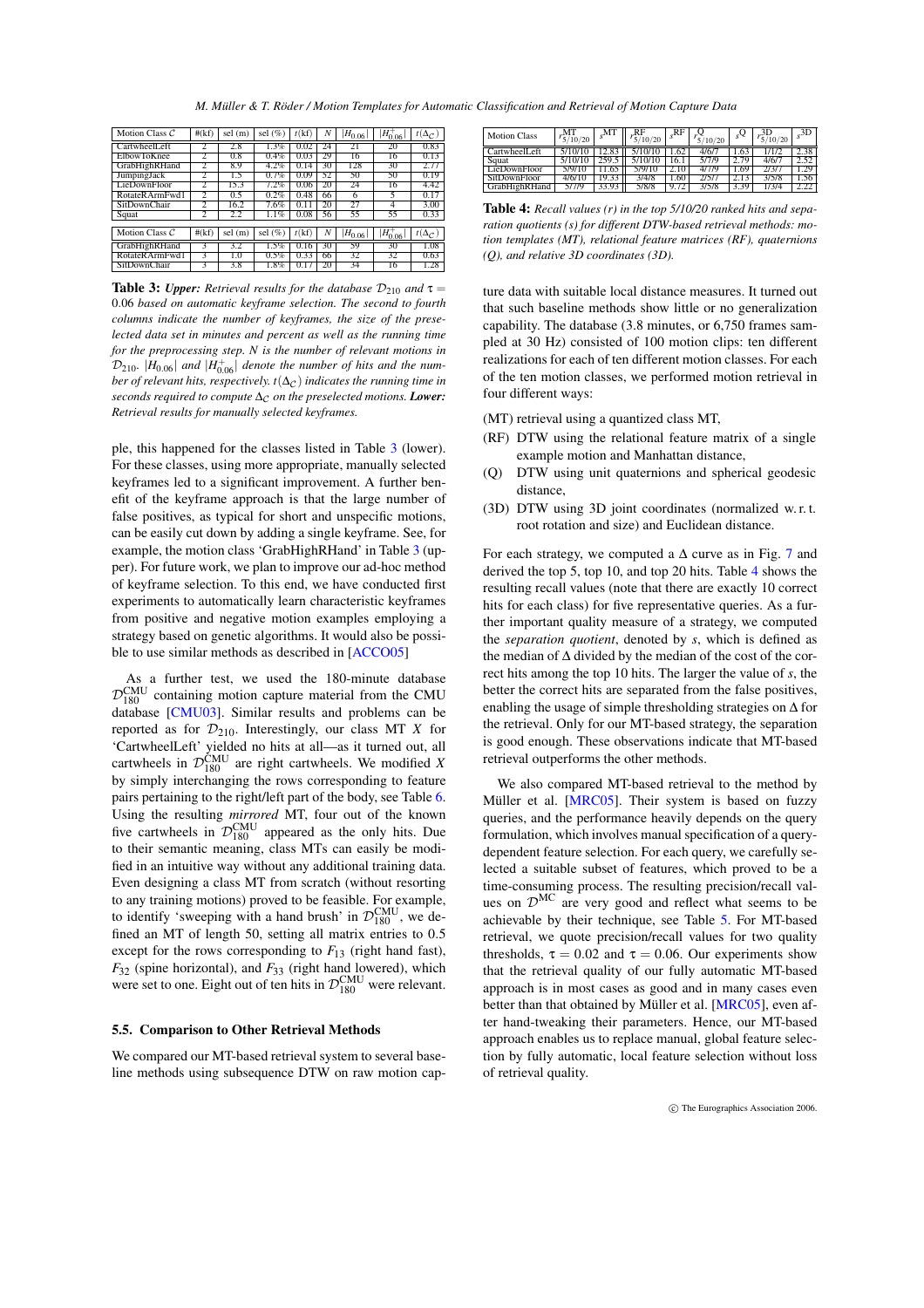| Motion Class $\mathcal{C}$ | #(kf) | sel (m) | sel (%) | $t$(kf) | $N$ | $\|H_{0.06}\|$ | $\|H^+_{0.06}\|$ | $t(\Delta_\mathcal{C})$ |
|---|---|---|---|---|---|---|---|---|
| CartwheelLeft | 2 | 2.8 | 1.3% | 0.02 | 21 | 21 | 20 | 0.83 |
| ElbowToKnee | 2 | 0.8 | 0.4% | 0.03 | 29 | 16 | 16 | 0.13 |
| GrabHighRHand | 2 | 8.9 | 4.2% | 0.14 | 30 | 128 | 30 | 2.77 |
| JumpingJack | 2 | 1.5 | 0.7% | 0.09 | 52 | 50 | 50 | 0.19 |
| LieDownFloor | 2 | 15.3 | 7.2% | 0.06 | 20 | 24 | 16 | 4.42 |
| RotateRArmFwd1 | 2 | 0.5 | 0.2% | 0.48 | 66 | 6 | 5 | 0.17 |
| SitDownChair | 2 | 16.2 | 7.6% | 0.11 | 20 | 27 | 4 | 3.00 |
| Squat | 2 | 2.2 | 1.1% | 0.08 | 56 | 55 | 55 | 0.33 |

| Motion Class $\mathcal{C}$ | #(kf) | sel (m) | sel (%) | $t$(kf) | $N$ | $\|H_{0.06}\|$ | $\|H^+_{0.06}\|$ | $t(\Delta_\mathcal{C})$ |
|---|---|---|---|---|---|---|---|---|
| GrabHighRHand | 3 | 3.2 | 1.5% | 0.16 | 30 | 59 | 30 | 1.08 |
| RotateRArmFwd1 | 3 | 1.0 | 0.5% | 0.33 | 66 | 32 | 32 | 0.63 |
| SitDownChair | 3 | 3.8 | 1.8% | 0.17 | 20 | 34 | 16 | 1.28 |

**Table 3:** ***Upper:*** *Retrieval results for the database $\mathcal{D}_{210}$ and $\tau = 0.06$ based on automatic keyframe selection. The second to fourth columns indicate the number of keyframes, the size of the preselected data set in minutes and percent as well as the running time for the preprocessing step. $N$ is the number of relevant motions in $\mathcal{D}_{210}$. $|H_{0.06}|$ and $|H^+_{0.06}|$ denote the number of hits and the number of relevant hits, respectively. $t(\Delta_\mathcal{C})$ indicates the running time in seconds required to compute $\Delta_\mathcal{C}$ on the preselected motions.* ***Lower:*** *Retrieval results for manually selected keyframes.*

ple, this happened for the classes listed in Table 3 (lower). For these classes, using more appropriate, manually selected keyframes led to a significant improvement. A further benefit of the keyframe approach is that the large number of false positives, as typical for short and unspecific motions, can be easily cut down by adding a single keyframe. See, for example, the motion class 'GrabHighRHand' in Table 3 (upper). For future work, we plan to improve our ad-hoc method of keyframe selection. To this end, we have conducted first experiments to automatically learn characteristic keyframes from positive and negative motion examples employing a strategy based on genetic algorithms. It would also be possible to use similar methods as described in [ACCO05]

As a further test, we used the 180-minute database $\mathcal{D}^{\mathrm{CMU}}_{180}$ containing motion capture material from the CMU database [CMU03]. Similar results and problems can be reported as for $\mathcal{D}_{210}$. Interestingly, our class MT $X$ for 'CartwheelLeft' yielded no hits at all—as it turned out, all cartwheels in $\mathcal{D}^{\mathrm{CMU}}_{180}$ are right cartwheels. We modified $X$ by simply interchanging the rows corresponding to feature pairs pertaining to the right/left part of the body, see Table 6. Using the resulting *mirrored* MT, four out of the known five cartwheels in $\mathcal{D}^{\mathrm{CMU}}_{180}$ appeared as the only hits. Due to their semantic meaning, class MTs can easily be modified in an intuitive way without any additional training data. Even designing a class MT from scratch (without resorting to any training motions) proved to be feasible. For example, to identify 'sweeping with a hand brush' in $\mathcal{D}^{\mathrm{CMU}}_{180}$, we defined an MT of length 50, setting all matrix entries to 0.5 except for the rows corresponding to $F_{13}$ (right hand fast), $F_{32}$ (spine horizontal), and $F_{33}$ (right hand lowered), which were set to one. Eight out of ten hits in $\mathcal{D}^{\mathrm{CMU}}_{180}$ were relevant.

### 5.5. Comparison to Other Retrieval Methods

We compared our MT-based retrieval system to several baseline methods using subsequent DTW on raw motion capture data with suitable local distance measures. It turned out that such baseline methods show little or no generalization capability. The database (3.8 minutes, or 6,750 frames sampled at 30 Hz) consisted of 100 motion clips: ten different realizations for each of ten different motion classes. For each of the ten motion classes, we performed motion retrieval in four different ways:

- (MT) retrieval using a quantized class MT,
- (RF) DTW using the relational feature matrix of a single example motion and Manhattan distance,
- (Q) DTW using unit quaternions and spherical geodesic distance,
- (3D) DTW using 3D joint coordinates (normalized w. r. t. root rotation and size) and Euclidean distance.

| Motion Class | $r^{\mathrm{MT}}_{5/10/20}$ | $s^{\mathrm{MT}}$ | $r^{\mathrm{RF}}_{5/10/20}$ | $s^{\mathrm{RF}}$ | $r^{\mathrm{Q}}_{5/10/20}$ | $s^{\mathrm{Q}}$ | $r^{\mathrm{3D}}_{5/10/20}$ | $s^{\mathrm{3D}}$ |
|---|---|---|---|---|---|---|---|---|
| CartwheelLeft | 5/10/10 | 12.83 | 5/10/10 | 1.62 | 4/6/7 | 1.63 | 1/1/2 | 2.38 |
| Squat | 5/10/10 | 259.5 | 5/10/10 | 16.1 | 5/7/9 | 2.79 | 4/6/7 | 2.52 |
| LieDownFloor | 5/9/10 | 11.65 | 5/9/10 | 2.10 | 4/7/9 | 1.69 | 2/3/7 | 1.29 |
| SitDownFloor | 4/6/10 | 19.33 | 3/4/8 | 1.60 | 2/5/7 | 2.13 | 3/5/8 | 1.56 |
| GrabHighRHand | 5/7/9 | 33.93 | 5/8/8 | 9.72 | 3/5/8 | 3.39 | 1/3/4 | 2.22 |

**Table 4:** *Recall values (r) in the top 5/10/20 ranked hits and separation quotients (s) for different DTW-based retrieval methods: motion templates (MT), relational feature matrices (RF), quaternions (Q), and relative 3D coordinates (3D).*

For each strategy, we computed a $\Delta$ curve as in Fig. 7 and derived the top 5, top 10, and top 20 hits. Table 4 shows the resulting recall values (note that there are exactly 10 correct hits for each class) for five representative queries. As a further important quality measure of a strategy, we computed the *separation quotient*, denoted by $s$, which is defined as the median of $\Delta$ divided by the median of the cost of the correct hits among the top 10 hits. The larger the value of $s$, the better the correct hits are separated from the false positives, enabling the usage of simple thresholding strategies on $\Delta$ for the retrieval. Only for our MT-based strategy, the separation is good enough. These observations indicate that MT-based retrieval outperforms the other methods.

We also compared MT-based retrieval to the method by Müller et al. [MRC05]. Their system is based on fuzzy queries, and the performance heavily depends on the query formulation, which involves manual specification of a query-dependent feature selection. For each query, we carefully selected a suitable subset of features, which proved to be a time-consuming process. The resulting precision/recall values on $\mathcal{D}^{\mathrm{MC}}$ are very good and reflect what seems to be achievable by their technique, see Table 5. For MT-based retrieval, we quote precision/recall values for two quality thresholds, $\tau = 0.02$ and $\tau = 0.06$. Our experiments show that the retrieval quality of our fully automatic MT-based approach is in most cases as good and in many cases even better than that obtained by Müller et al. [MRC05], even after hand-tweaking their parameters. Hence, our MT-based approach enables us to replace manual, global feature selection by fully automatic, local feature selection without loss of retrieval quality.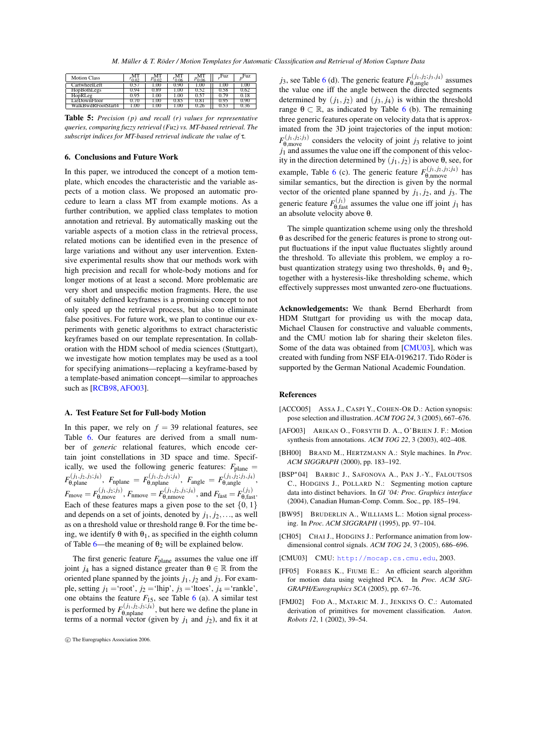| Motion Class | $r^{\mathrm{MT}}_{0.02}$ | $p^{\mathrm{MT}}_{0.02}$ | $r^{\mathrm{MT}}_{0.06}$ | $p^{\mathrm{MT}}_{0.06}$ | $r^{\mathrm{Fuz}}$ | $p^{\mathrm{Fuz}}$ |
|---|---|---|---|---|---|---|
| CartwheelLeft | 0.57 | 1.00 | 0.90 | 1.00 | 1.00 | 1.00 |
| HopBothLegs | 0.94 | 0.89 | 1.00 | 0.52 | 0.58 | 0.62 |
| HopRLeg | 0.95 | 1.00 | 1.00 | 0.57 | 0.79 | 0.18 |
| LieDownFloor | 0.70 | 1.00 | 0.85 | 0.81 | 0.95 | 0.90 |
| WalkBwdRFootStart4 | 1.00 | 1.00 | 1.00 | 0.26 | 0.53 | 0.36 |

**Table 5:** *Precision (p) and recall (r) values for representative queries, comparing fuzzy retrieval (Fuz) vs. MT-based retrieval. The subscript indices for MT-based retrieval indicate the value of* $\tau$*.*

## 6. Conclusions and Future Work

In this paper, we introduced the concept of a motion template, which encodes the characteristic and the variable aspects of a motion class. We proposed an automatic procedure to learn a class MT from example motions. As a further contribution, we applied class templates to motion annotation and retrieval. By automatically masking out the variable aspects of a motion class in the retrieval process, related motions can be identified even in the presence of large variations and without any user intervention. Extensive experimental results show that our methods work with high precision and recall for whole-body motions and for longer motions of at least a second. More problematic are very short and unspecific motion fragments. Here, the use of suitably defined keyframes is a promising concept to not only speed up the retrieval process, but also to eliminate false positives. For future work, we plan to continue our experiments with genetic algorithms to extract characteristic keyframes based on our template representation. In collaboration with the HDM school of media sciences (Stuttgart), we investigate how motion templates may be used as a tool for specifying animations—replacing a keyframe-based by a template-based animation concept—similar to approaches such as [RCB98, AFO03].

## A. Test Feature Set for Full-body Motion

In this paper, we rely on $f = 39$ relational features, see Table 6. Our features are derived from a small number of *generic* relational features, which encode certain joint constellations in 3D space and time. Specifically, we used the following generic features: $F_{\mathrm{plane}} = F^{(j_1,j_2,j_3;j_4)}_{\theta,\mathrm{plane}}$, $F_{\mathrm{nplane}} = F^{(j_1,j_2,j_3;j_4)}_{\theta,\mathrm{nplane}}$, $F_{\mathrm{angle}} = F^{(j_1,j_2;j_3,j_4)}_{\theta,\mathrm{angle}}$, $F_{\mathrm{move}} = F^{(j_1,j_2;j_3)}_{\theta,\mathrm{move}}$, $F_{\mathrm{nmove}} = F^{(j_1,j_2,j_3;j_4)}_{\theta,\mathrm{nmove}}$, and $F_{\mathrm{fast}} = F^{(j_1)}_{\theta,\mathrm{fast}}$. Each of these features maps a given pose to the set $\{0,1\}$ and depends on a set of joints, denoted by $j_1, j_2, \ldots$, as well as on a threshold value or threshold range $\theta$. For the time being, we identify $\theta$ with $\theta_1$, as specified in the eighth column of Table 6—the meaning of $\theta_2$ will be explained below.

The first generic feature $F_{\mathrm{plane}}$ assumes the value one iff joint $j_4$ has a signed distance greater than $\theta \in \mathbb{R}$ from the oriented plane spanned by the joints $j_1, j_2$ and $j_3$. For example, setting $j_1 =$'root', $j_2 =$'lhip', $j_3 =$'ltoes', $j_4 =$'rankle', one obtains the feature $F_{15}$, see Table 6 (a). A similar test is performed by $F^{(j_1,j_2,j_3;j_4)}_{\theta,\mathrm{nplane}}$, but here we define the plane in terms of a normal vector (given by $j_1$ and $j_2$), and fix it at $j_3$, see Table 6 (d). The generic feature $F^{(j_1,j_2;j_3,j_4)}_{\theta,\mathrm{angle}}$ assumes the value one iff the angle between the directed segments determined by $(j_1, j_2)$ and $(j_3, j_4)$ is within the threshold range $\theta \subset \mathbb{R}$, as indicated by Table 6 (b). The remaining three generic features operate on velocity data that is approximated from the 3D joint trajectories of the input motion: $F^{(j_1,j_2;j_3)}_{\theta,\mathrm{move}}$ considers the velocity of joint $j_3$ relative to joint $j_1$ and assumes the value one if the component of this velocity in the direction determined by $(j_1, j_2)$ is above $\theta$, see, for example, Table 6 (c). The generic feature $F^{(j_1,j_2,j_3;j_4)}_{\theta,\mathrm{nmove}}$ has similar semantics, but the direction is given by the normal vector of the oriented plane spanned by $j_1, j_2$, and $j_3$. The generic feature $F^{(j_1)}_{\theta,\mathrm{fast}}$ assumes the value one iff joint $j_1$ has an absolute velocity above $\theta$.

The simple quantization scheme using only the threshold $\theta$ as described for the generic features is prone to strong output fluctuations if the input value fluctuates slightly around the threshold. To alleviate this problem, we employ a robust quantization strategy using two thresholds, $\theta_1$ and $\theta_2$, together with a hysteresis-like thresholding scheme, which effectively suppresses most unwanted zero-one fluctuations.

**Acknowledgements:** We thank Bernd Eberhardt from HDM Stuttgart for providing us with the mocap data, Michael Clausen for constructive and valuable comments, and the CMU motion lab for sharing their skeleton files. Some of the data was obtained from [CMU03], which was created with funding from NSF EIA-0196217. Tido Röder is supported by the German National Academic Foundation.

## References

[ACCO05] Assa J., Caspi Y., Cohen-Or D.: Action synopsis: pose selection and illustration. *ACM TOG 24*, 3 (2005), 667–676.

[AFO03] Arikan O., Forsyth D. A., O'Brien J. F.: Motion synthesis from annotations. *ACM TOG 22*, 3 (2003), 402–408.

[BH00] Brand M., Hertzmann A.: Style machines. In *Proc. ACM SIGGRAPH* (2000), pp. 183–192.

[BSP*04] Barbic J., Safonova A., Pan J.-Y., Faloutsos C., Hodgins J., Pollard N.: Segmenting motion capture data into distinct behaviors. In *GI '04: Proc. Graphics interface* (2004), Canadian Human-Comp. Comm. Soc., pp. 185–194.

[BW95] Bruderlin A., Williams L.: Motion signal processing. In *Proc. ACM SIGGRAPH* (1995), pp. 97–104.

[CH05] Chai J., Hodgins J.: Performance animation from low-dimensional control signals. *ACM TOG 24*, 3 (2005), 686–696.

[CMU03] CMU: http://mocap.cs.cmu.edu, 2003.

[FF05] Forbes K., Fiume E.: An efficient search algorithm for motion data using weighted PCA. In *Proc. ACM SIGGRAPH/Eurographics SCA* (2005), pp. 67–76.

[FMJ02] Fod A., Mataric M. J., Jenkins O. C.: Automated derivation of primitives for movement classification. *Auton. Robots 12*, 1 (2002), 39–54.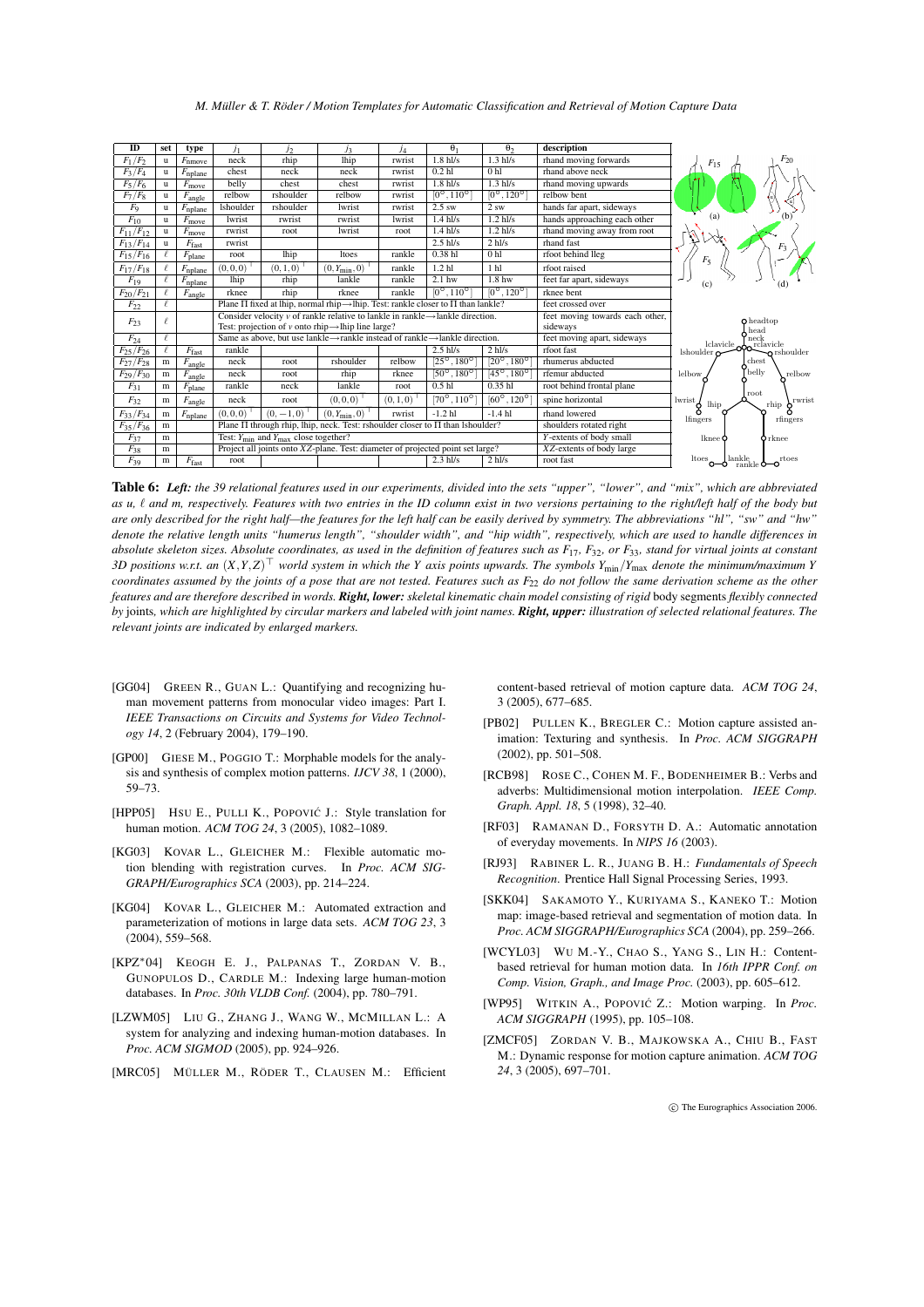| ID | set | type | $j_1$ | $j_2$ | $j_3$ | $j_4$ | $\theta_1$ | $\theta_2$ | description |
|---|---|---|---|---|---|---|---|---|---|
| $F_1/F_2$ | u | $F_{\text{nmove}}$ | neck | rhip | lhip | rwrist | 1.8 hl/s | 1.3 hl/s | rhand moving forwards |
| $F_3/F_4$ | u | $F_{\text{nplane}}$ | chest | neck | neck | rwrist | 0.2 hl | 0 hl | rhand above neck |
| $F_5/F_6$ | u | $F_{\text{move}}$ | belly | chest | chest | rwrist | 1.8 hl/s | 1.3 hl/s | rhand moving upwards |
| $F_7/F_8$ | u | $F_{\text{angle}}$ | relbow | rshoulder | relbow | rwrist | $[0^\circ, 110^\circ]$ | $[0^\circ, 120^\circ]$ | relbow bent |
| $F_9$ | u | $F_{\text{nplane}}$ | lshoulder | rshoulder | lwrist | rwrist | 2.5 sw | 2 sw | hands far apart, sideways |
| $F_{10}$ | u | $F_{\text{move}}$ | lwrist | rwrist | rwrist | lwrist | 1.4 hl/s | 1.2 hl/s | hands approaching each other |
| $F_{11}/F_{12}$ | u | $F_{\text{move}}$ | rwrist | root | lwrist | root | 1.4 hl/s | 1.2 hl/s | rhand moving away from root |
| $F_{13}/F_{14}$ | u | $F_{\text{fast}}$ | rwrist | | | | 2.5 hl/s | 2 hl/s | rhand fast |
| $F_{15}/F_{16}$ | $\ell$ | $F_{\text{plane}}$ | root | lhip | ltoes | rankle | 0.38 hl | 0 hl | rfoot behind lleg |
| $F_{17}/F_{18}$ | $\ell$ | $F_{\text{nplane}}$ | $(0,0,0)^\top$ | $(0,1,0)^\top$ | $(0,Y_{\min},0)^\top$ | rankle | 1.2 hl | 1 hl | rfoot raised |
| $F_{19}$ | $\ell$ | $F_{\text{nplane}}$ | lhip | rhip | lankle | rankle | 2.1 hw | 1.8 hw | feet far apart, sideways |
| $F_{20}/F_{21}$ | $\ell$ | $F_{\text{angle}}$ | rknee | rhip | rknee | rankle | $[0^\circ, 110^\circ]$ | $[0^\circ, 120^\circ]$ | rknee bent |
| $F_{22}$ | $\ell$ | | Plane $\Pi$ fixed at lhip, normal rhip$\rightarrow$lhip. Test: rankle closer to $\Pi$ than lankle? | | | | | | feet crossed over |
| $F_{23}$ | $\ell$ | | Consider velocity $v$ of rankle relative to lankle in rankle$\rightarrow$lankle direction. Test: projection of $v$ onto rhip$\rightarrow$lhip line large? | | | | | | feet moving towards each other, sideways |
| $F_{24}$ | $\ell$ | | Same as above, but use lankle$\rightarrow$rankle instead of rankle$\rightarrow$lankle direction. | | | | | | feet moving apart, sideways |
| $F_{25}/F_{26}$ | $\ell$ | $F_{\text{fast}}$ | rankle | | | | 2.5 hl/s | 2 hl/s | rfoot fast |
| $F_{27}/F_{28}$ | m | $F_{\text{angle}}$ | neck | root | rshoulder | relbow | $[25^\circ, 180^\circ]$ | $[20^\circ, 180^\circ]$ | rhumerus abducted |
| $F_{29}/F_{30}$ | m | $F_{\text{angle}}$ | neck | root | rhip | rknee | $[50^\circ, 180^\circ]$ | $[45^\circ, 180^\circ]$ | rfemur abducted |
| $F_{31}$ | m | $F_{\text{plane}}$ | rankle | neck | lankle | root | 0.5 hl | 0.35 hl | root behind frontal plane |
| $F_{32}$ | m | $F_{\text{angle}}$ | neck | root | $(0,0,0)^\top$ | $(0,1,0)^\top$ | $[70^\circ, 110^\circ]$ | $[60^\circ, 120^\circ]$ | spine horizontal |
| $F_{33}/F_{34}$ | m | $F_{\text{nplane}}$ | $(0,0,0)^\top$ | $(0,-1,0)^\top$ | $(0,Y_{\min},0)^\top$ | rwrist | -1.2 hl | -1.4 hl | rhand lowered |
| $F_{35}/F_{36}$ | m | | Plane $\Pi$ through rhip, lhip, neck. Test: rshoulder closer to $\Pi$ than lshoulder? | | | | | | shoulders rotated right |
| $F_{37}$ | m | | Test: $Y_{\min}$ and $Y_{\max}$ close together? | | | | | | $Y$-extents of body small |
| $F_{38}$ | m | | Project all joints onto $XZ$-plane. Test: diameter of projected point set large? | | | | | | $XZ$-extents of body large |
| $F_{39}$ | m | $F_{\text{fast}}$ | root | | | | 2.3 hl/s | 2 hl/s | root fast |

**Table 6:** *Left: the 39 relational features used in our experiments, divided into the sets "upper", "lower", and "mix", which are abbreviated as u, $\ell$ and m, respectively. Features with two entries in the ID column exist in two versions pertaining to the right/left half of the body but are only described for the right half—the features for the left half can be easily derived by symmetry. The abbreviations "hl", "sw" and "hw" denote the relative length units "humerus length", "shoulder width", and "hip width", respectively, which are used to handle differences in absolute skeleton sizes. Absolute coordinates, as used in the definition of features such as $F_{17}$, $F_{32}$, or $F_{33}$, stand for virtual joints at constant 3D positions w.r.t. an $(X,Y,Z)^\top$ world system in which the Y axis points upwards. The symbols $Y_{\min}/Y_{\max}$ denote the minimum/maximum Y coordinates assumed by the joints of a pose that are not tested. Features such as $F_{22}$ do not follow the same derivation scheme as the other features and are therefore described in words.* ***Right, lower:*** *skeletal kinematic chain model consisting of rigid* body segments *flexibly connected by* joints*, which are highlighted by circular markers and labeled with joint names.* ***Right, upper:*** *illustration of selected relational features. The relevant joints are indicated by enlarged markers.*

[GG04] GREEN R., GUAN L.: Quantifying and recognizing human movement patterns from monocular video images: Part I. *IEEE Transactions on Circuits and Systems for Video Technology 14*, 2 (February 2004), 179–190.

[GP00] GIESE M., POGGIO T.: Morphable models for the analysis and synthesis of complex motion patterns. *IJCV 38*, 1 (2000), 59–73.

[HPP05] HSU E., PULLI K., POPOVIĆ J.: Style translation for human motion. *ACM TOG 24*, 3 (2005), 1082–1089.

[KG03] KOVAR L., GLEICHER M.: Flexible automatic motion blending with registration curves. In *Proc. ACM SIGGRAPH/Eurographics SCA* (2003), pp. 214–224.

[KG04] KOVAR L., GLEICHER M.: Automated extraction and parameterization of motions in large data sets. *ACM TOG 23*, 3 (2004), 559–568.

[KPZ*04] KEOGH E. J., PALPANAS T., ZORDAN V. B., GUNOPULOS D., CARDLE M.: Indexing large human-motion databases. In *Proc. 30th VLDB Conf.* (2004), pp. 780–791.

[LZWM05] LIU G., ZHANG J., WANG W., MCMILLAN L.: A system for analyzing and indexing human-motion databases. In *Proc. ACM SIGMOD* (2005), pp. 924–926.

[MRC05] MÜLLER M., RÖDER T., CLAUSEN M.: Efficient content-based retrieval of motion capture data. *ACM TOG 24*, 3 (2005), 677–685.

[PB02] PULLEN K., BREGLER C.: Motion capture assisted animation: Texturing and synthesis. In *Proc. ACM SIGGRAPH* (2002), pp. 501–508.

[RCB98] ROSE C., COHEN M. F., BODENHEIMER B.: Verbs and adverbs: Multidimensional motion interpolation. *IEEE Comp. Graph. Appl. 18*, 5 (1998), 32–40.

[RF03] RAMANAN D., FORSYTH D. A.: Automatic annotation of everyday movements. In *NIPS 16* (2003).

[RJ93] RABINER L. R., JUANG B. H.: *Fundamentals of Speech Recognition*. Prentice Hall Signal Processing Series, 1993.

[SKK04] SAKAMOTO Y., KURIYAMA S., KANEKO T.: Motion map: image-based retrieval and segmentation of motion data. In *Proc. ACM SIGGRAPH/Eurographics SCA* (2004), pp. 259–266.

[WCYL03] WU M.-Y., CHAO S., YANG S., LIN H.: Content-based retrieval for human motion data. In *16th IPPR Conf. on Comp. Vision, Graph., and Image Proc.* (2003), pp. 605–612.

[WP95] WITKIN A., POPOVIĆ Z.: Motion warping. In *Proc. ACM SIGGRAPH* (1995), pp. 105–108.

[ZMCF05] ZORDAN V. B., MAJKOWSKA A., CHIU B., FAST M.: Dynamic response for motion capture animation. *ACM TOG 24*, 3 (2005), 697–701.